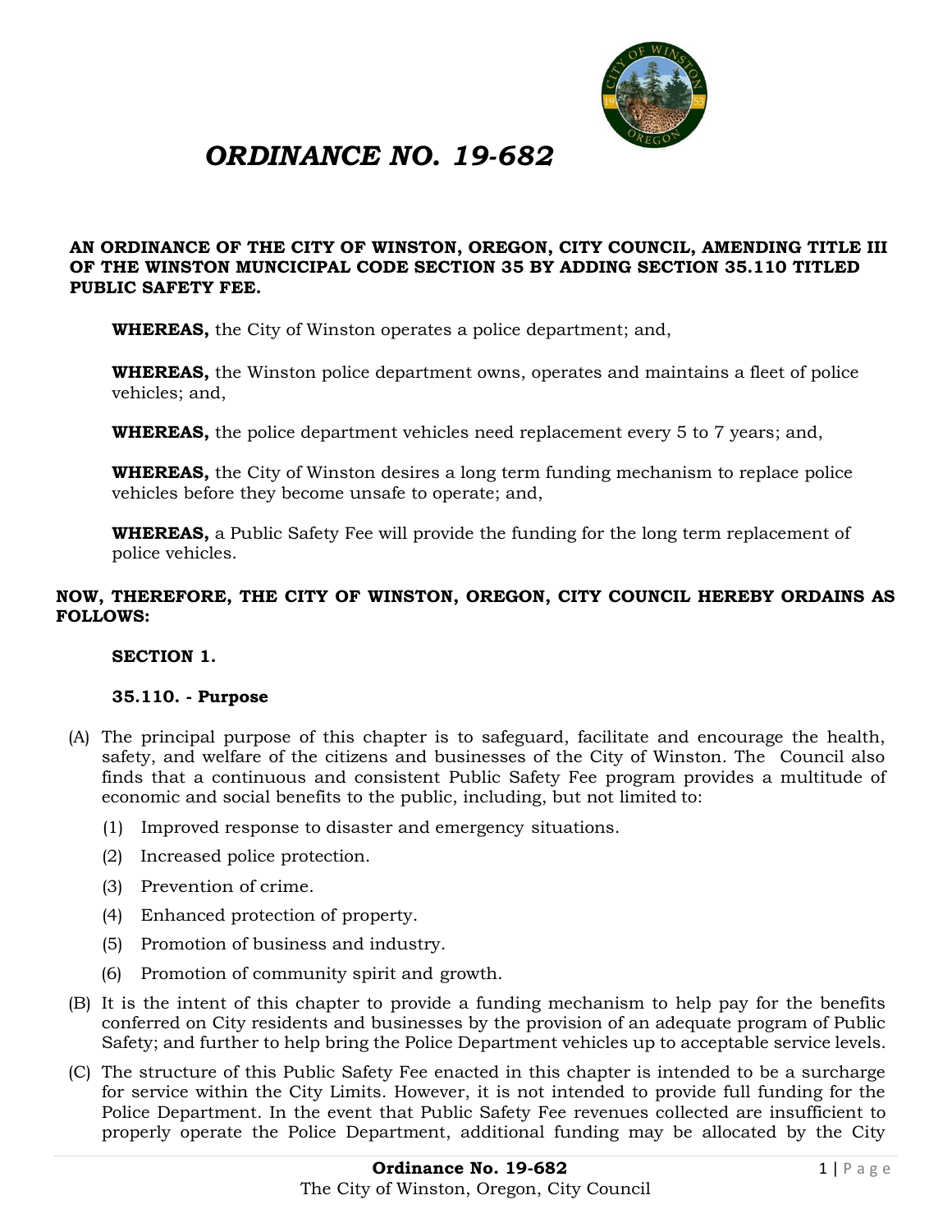# *ORDINANCE NO. 19-682*

**AN ORDINANCE OF THE CITY OF WINSTON, OREGON, CITY COUNCIL, AMENDING TITLE III OF THE WINSTON MUNCICIPAL CODE SECTION 35 BY ADDING SECTION 35.110 TITLED PUBLIC SAFETY FEE.**

**WHEREAS,** the City of Winston operates a police department; and,

**WHEREAS,** the Winston police department owns, operates and maintains a fleet of police vehicles; and,

**WHEREAS,** the police department vehicles need replacement every 5 to 7 years; and,

**WHEREAS,** the City of Winston desires a long term funding mechanism to replace police vehicles before they become unsafe to operate; and,

**WHEREAS,** a Public Safety Fee will provide the funding for the long term replacement of police vehicles.

**NOW, THEREFORE, THE CITY OF WINSTON, OREGON, CITY COUNCIL HEREBY ORDAINS AS FOLLOWS:**

**SECTION 1.**

**35.110. - Purpose**

(A) The principal purpose of this chapter is to safeguard, facilitate and encourage the health, safety, and welfare of the citizens and businesses of the City of Winston. The Council also finds that a continuous and consistent Public Safety Fee program provides a multitude of economic and social benefits to the public, including, but not limited to:

(1) Improved response to disaster and emergency situations.

(2) Increased police protection.

(3) Prevention of crime.

(4) Enhanced protection of property.

(5) Promotion of business and industry.

(6) Promotion of community spirit and growth.

(B) It is the intent of this chapter to provide a funding mechanism to help pay for the benefits conferred on City residents and businesses by the provision of an adequate program of Public Safety; and further to help bring the Police Department vehicles up to acceptable service levels.

(C) The structure of this Public Safety Fee enacted in this chapter is intended to be a surcharge for service within the City Limits. However, it is not intended to provide full funding for the Police Department. In the event that Public Safety Fee revenues collected are insufficient to properly operate the Police Department, additional funding may be allocated by the City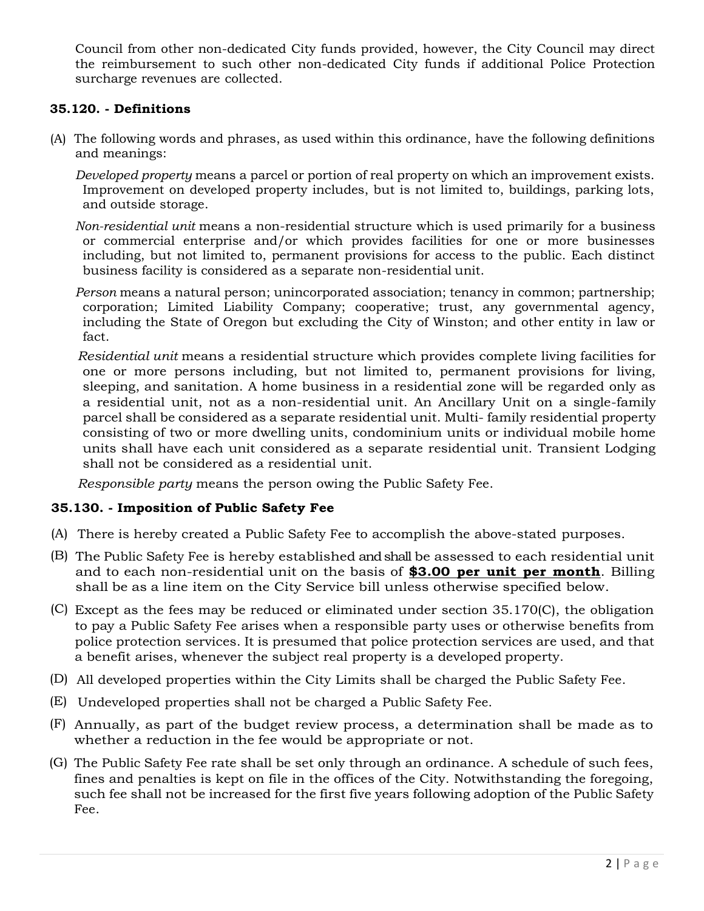Council from other non-dedicated City funds provided, however, the City Council may direct the reimbursement to such other non-dedicated City funds if additional Police Protection surcharge revenues are collected.

### 35.120. - Definitions

(A) The following words and phrases, as used within this ordinance, have the following definitions and meanings:

*Developed property* means a parcel or portion of real property on which an improvement exists. Improvement on developed property includes, but is not limited to, buildings, parking lots, and outside storage.

*Non-residential unit* means a non-residential structure which is used primarily for a business or commercial enterprise and/or which provides facilities for one or more businesses including, but not limited to, permanent provisions for access to the public. Each distinct business facility is considered as a separate non-residential unit.

*Person* means a natural person; unincorporated association; tenancy in common; partnership; corporation; Limited Liability Company; cooperative; trust, any governmental agency, including the State of Oregon but excluding the City of Winston; and other entity in law or fact.

*Residential unit* means a residential structure which provides complete living facilities for one or more persons including, but not limited to, permanent provisions for living, sleeping, and sanitation. A home business in a residential zone will be regarded only as a residential unit, not as a non-residential unit. An Ancillary Unit on a single-family parcel shall be considered as a separate residential unit. Multi- family residential property consisting of two or more dwelling units, condominium units or individual mobile home units shall have each unit considered as a separate residential unit. Transient Lodging shall not be considered as a residential unit.

*Responsible party* means the person owing the Public Safety Fee.

### 35.130. - Imposition of Public Safety Fee

(A) There is hereby created a Public Safety Fee to accomplish the above-stated purposes.

(B) The Public Safety Fee is hereby established and shall be assessed to each residential unit and to each non-residential unit on the basis of **$3.00 per unit per month**. Billing shall be as a line item on the City Service bill unless otherwise specified below.

(C) Except as the fees may be reduced or eliminated under section 35.170(C), the obligation to pay a Public Safety Fee arises when a responsible party uses or otherwise benefits from police protection services. It is presumed that police protection services are used, and that a benefit arises, whenever the subject real property is a developed property.

(D) All developed properties within the City Limits shall be charged the Public Safety Fee.

(E) Undeveloped properties shall not be charged a Public Safety Fee.

(F) Annually, as part of the budget review process, a determination shall be made as to whether a reduction in the fee would be appropriate or not.

(G) The Public Safety Fee rate shall be set only through an ordinance. A schedule of such fees, fines and penalties is kept on file in the offices of the City. Notwithstanding the foregoing, such fee shall not be increased for the first five years following adoption of the Public Safety Fee.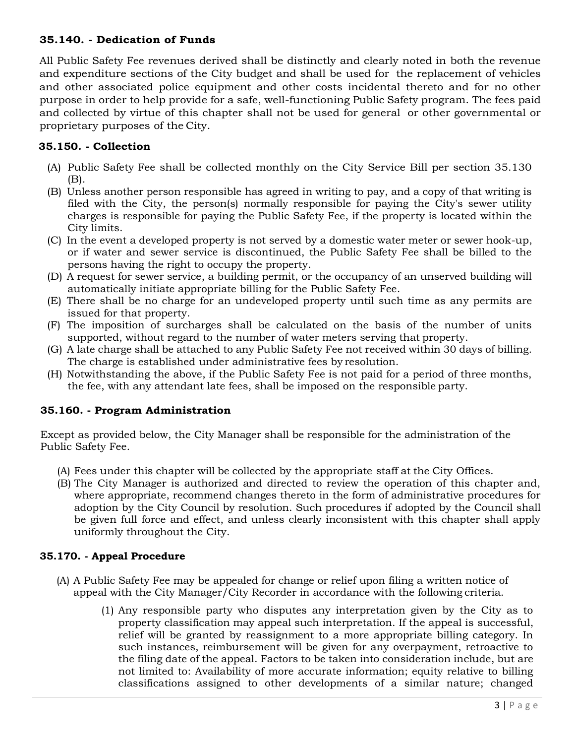### 35.140. - Dedication of Funds

All Public Safety Fee revenues derived shall be distinctly and clearly noted in both the revenue and expenditure sections of the City budget and shall be used for the replacement of vehicles and other associated police equipment and other costs incidental thereto and for no other purpose in order to help provide for a safe, well-functioning Public Safety program. The fees paid and collected by virtue of this chapter shall not be used for general or other governmental or proprietary purposes of the City.

### 35.150. - Collection

(A) Public Safety Fee shall be collected monthly on the City Service Bill per section 35.130 (B).

(B) Unless another person responsible has agreed in writing to pay, and a copy of that writing is filed with the City, the person(s) normally responsible for paying the City's sewer utility charges is responsible for paying the Public Safety Fee, if the property is located within the City limits.

(C) In the event a developed property is not served by a domestic water meter or sewer hook-up, or if water and sewer service is discontinued, the Public Safety Fee shall be billed to the persons having the right to occupy the property.

(D) A request for sewer service, a building permit, or the occupancy of an unserved building will automatically initiate appropriate billing for the Public Safety Fee.

(E) There shall be no charge for an undeveloped property until such time as any permits are issued for that property.

(F) The imposition of surcharges shall be calculated on the basis of the number of units supported, without regard to the number of water meters serving that property.

(G) A late charge shall be attached to any Public Safety Fee not received within 30 days of billing. The charge is established under administrative fees by resolution.

(H) Notwithstanding the above, if the Public Safety Fee is not paid for a period of three months, the fee, with any attendant late fees, shall be imposed on the responsible party.

### 35.160. - Program Administration

Except as provided below, the City Manager shall be responsible for the administration of the Public Safety Fee.

(A) Fees under this chapter will be collected by the appropriate staff at the City Offices.

(B) The City Manager is authorized and directed to review the operation of this chapter and, where appropriate, recommend changes thereto in the form of administrative procedures for adoption by the City Council by resolution. Such procedures if adopted by the Council shall be given full force and effect, and unless clearly inconsistent with this chapter shall apply uniformly throughout the City.

### 35.170. - Appeal Procedure

(A) A Public Safety Fee may be appealed for change or relief upon filing a written notice of appeal with the City Manager/City Recorder in accordance with the following criteria.

(1) Any responsible party who disputes any interpretation given by the City as to property classification may appeal such interpretation. If the appeal is successful, relief will be granted by reassignment to a more appropriate billing category. In such instances, reimbursement will be given for any overpayment, retroactive to the filing date of the appeal. Factors to be taken into consideration include, but are not limited to: Availability of more accurate information; equity relative to billing classifications assigned to other developments of a similar nature; changed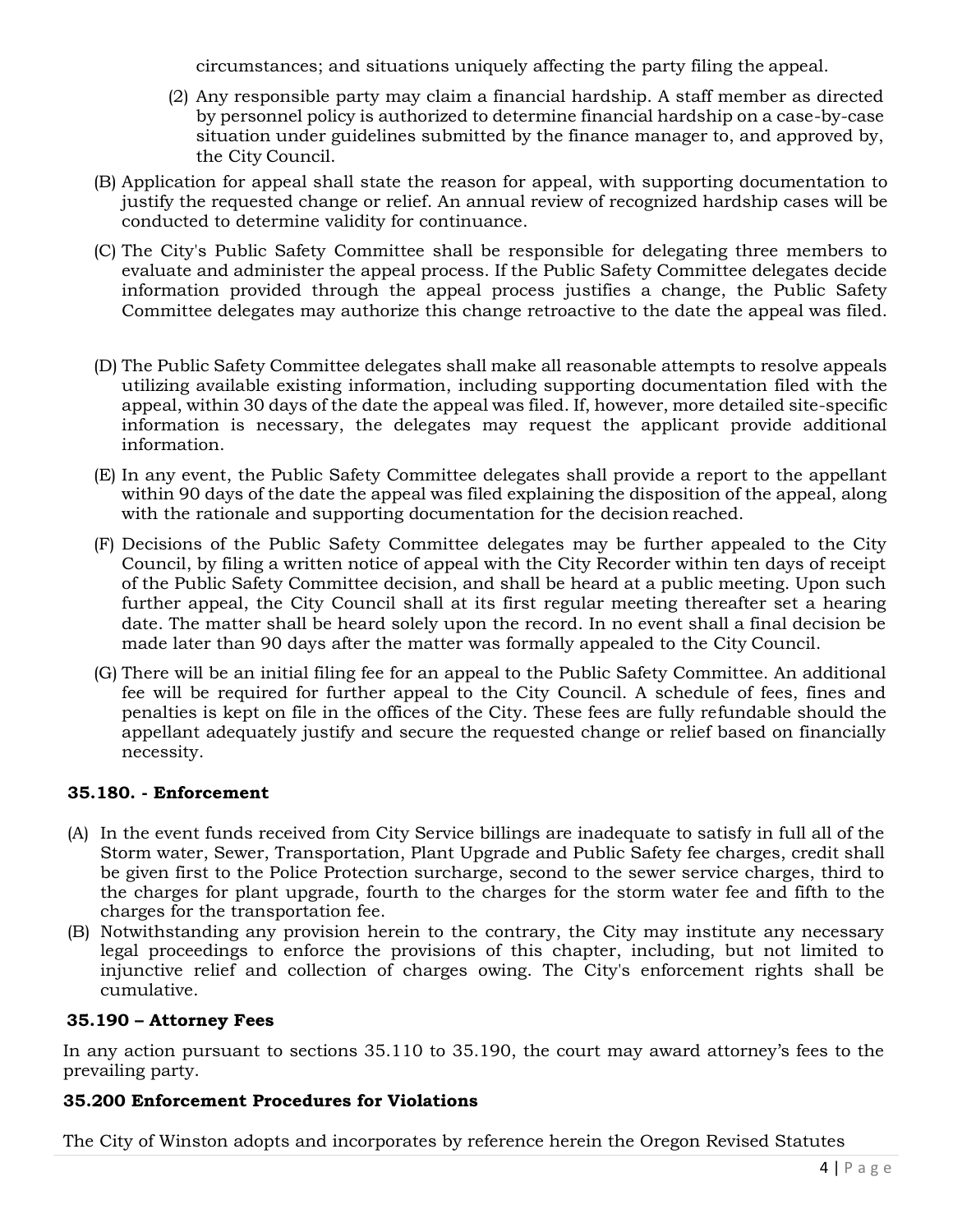circumstances; and situations uniquely affecting the party filing the appeal.

(2) Any responsible party may claim a financial hardship. A staff member as directed by personnel policy is authorized to determine financial hardship on a case-by-case situation under guidelines submitted by the finance manager to, and approved by, the City Council.

(B) Application for appeal shall state the reason for appeal, with supporting documentation to justify the requested change or relief. An annual review of recognized hardship cases will be conducted to determine validity for continuance.

(C) The City's Public Safety Committee shall be responsible for delegating three members to evaluate and administer the appeal process. If the Public Safety Committee delegates decide information provided through the appeal process justifies a change, the Public Safety Committee delegates may authorize this change retroactive to the date the appeal was filed.

(D) The Public Safety Committee delegates shall make all reasonable attempts to resolve appeals utilizing available existing information, including supporting documentation filed with the appeal, within 30 days of the date the appeal was filed. If, however, more detailed site-specific information is necessary, the delegates may request the applicant provide additional information.

(E) In any event, the Public Safety Committee delegates shall provide a report to the appellant within 90 days of the date the appeal was filed explaining the disposition of the appeal, along with the rationale and supporting documentation for the decision reached.

(F) Decisions of the Public Safety Committee delegates may be further appealed to the City Council, by filing a written notice of appeal with the City Recorder within ten days of receipt of the Public Safety Committee decision, and shall be heard at a public meeting. Upon such further appeal, the City Council shall at its first regular meeting thereafter set a hearing date. The matter shall be heard solely upon the record. In no event shall a final decision be made later than 90 days after the matter was formally appealed to the City Council.

(G) There will be an initial filing fee for an appeal to the Public Safety Committee. An additional fee will be required for further appeal to the City Council. A schedule of fees, fines and penalties is kept on file in the offices of the City. These fees are fully refundable should the appellant adequately justify and secure the requested change or relief based on financially necessity.

### 35.180. - Enforcement

(A) In the event funds received from City Service billings are inadequate to satisfy in full all of the Storm water, Sewer, Transportation, Plant Upgrade and Public Safety fee charges, credit shall be given first to the Police Protection surcharge, second to the sewer service charges, third to the charges for plant upgrade, fourth to the charges for the storm water fee and fifth to the charges for the transportation fee.

(B) Notwithstanding any provision herein to the contrary, the City may institute any necessary legal proceedings to enforce the provisions of this chapter, including, but not limited to injunctive relief and collection of charges owing. The City's enforcement rights shall be cumulative.

### 35.190 – Attorney Fees

In any action pursuant to sections 35.110 to 35.190, the court may award attorney's fees to the prevailing party.

### 35.200 Enforcement Procedures for Violations

The City of Winston adopts and incorporates by reference herein the Oregon Revised Statutes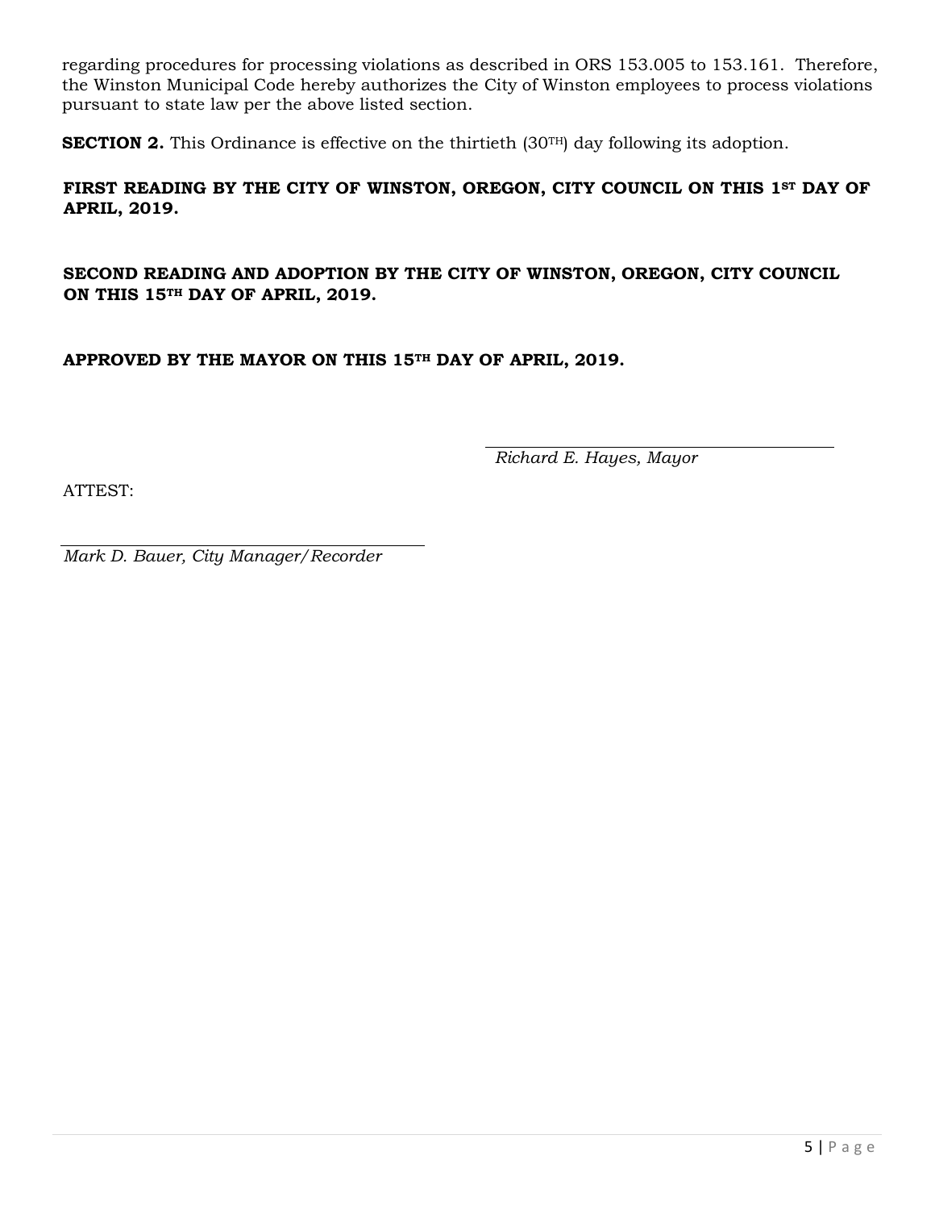regarding procedures for processing violations as described in ORS 153.005 to 153.161. Therefore, the Winston Municipal Code hereby authorizes the City of Winston employees to process violations pursuant to state law per the above listed section.

**SECTION 2.** This Ordinance is effective on the thirtieth (30TH) day following its adoption.

**FIRST READING BY THE CITY OF WINSTON, OREGON, CITY COUNCIL ON THIS 1ST DAY OF APRIL, 2019.**

**SECOND READING AND ADOPTION BY THE CITY OF WINSTON, OREGON, CITY COUNCIL ON THIS 15TH DAY OF APRIL, 2019.**

**APPROVED BY THE MAYOR ON THIS 15TH DAY OF APRIL, 2019.**

\_\_\_\_\_\_\_\_\_\_\_\_\_\_\_\_\_\_\_\_\_\_\_\_\_\_\_\_\_\_\_\_\_\_\_\_
*Richard E. Hayes, Mayor*

ATTEST:

\_\_\_\_\_\_\_\_\_\_\_\_\_\_\_\_\_\_\_\_\_\_\_\_\_\_\_\_\_\_\_\_\_\_\_\_
*Mark D. Bauer, City Manager/Recorder*